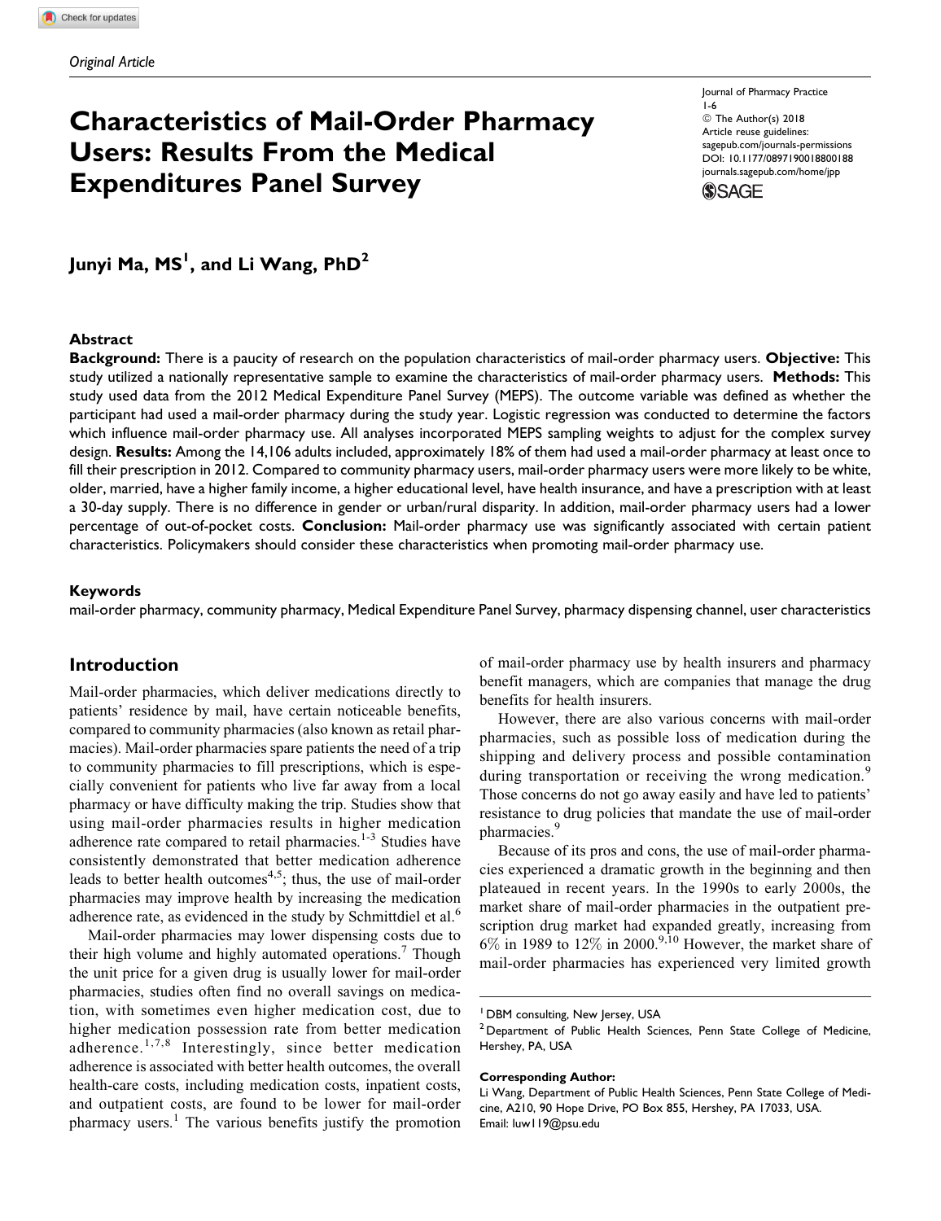Original Article

# Characteristics of Mail-Order Pharmacy Users: Results From the Medical Expenditures Panel Survey

Journal of Pharmacy Practice
1-6
© The Author(s) 2018
Article reuse guidelines:
sagepub.com/journals-permissions
DOI: 10.1177/0897190018800188
journals.sagepub.com/home/jpp

**Junyi Ma, MS[1], and Li Wang, PhD[2]**

## Abstract

**Background:** There is a paucity of research on the population characteristics of mail-order pharmacy users. **Objective:** This study utilized a nationally representative sample to examine the characteristics of mail-order pharmacy users. **Methods:** This study used data from the 2012 Medical Expenditure Panel Survey (MEPS). The outcome variable was defined as whether the participant had used a mail-order pharmacy during the study year. Logistic regression was conducted to determine the factors which influence mail-order pharmacy use. All analyses incorporated MEPS sampling weights to adjust for the complex survey design. **Results:** Among the 14,106 adults included, approximately 18% of them had used a mail-order pharmacy at least once to fill their prescription in 2012. Compared to community pharmacy users, mail-order pharmacy users were more likely to be white, older, married, have a higher family income, a higher educational level, have health insurance, and have a prescription with at least a 30-day supply. There is no difference in gender or urban/rural disparity. In addition, mail-order pharmacy users had a lower percentage of out-of-pocket costs. **Conclusion:** Mail-order pharmacy use was significantly associated with certain patient characteristics. Policymakers should consider these characteristics when promoting mail-order pharmacy use.

## Keywords

mail-order pharmacy, community pharmacy, Medical Expenditure Panel Survey, pharmacy dispensing channel, user characteristics

## Introduction

Mail-order pharmacies, which deliver medications directly to patients' residence by mail, have certain noticeable benefits, compared to community pharmacies (also known as retail pharmacies). Mail-order pharmacies spare patients the need of a trip to community pharmacies to fill prescriptions, which is especially convenient for patients who live far away from a local pharmacy or have difficulty making the trip. Studies show that using mail-order pharmacies results in higher medication adherence rate compared to retail pharmacies.[1-3] Studies have consistently demonstrated that better medication adherence leads to better health outcomes[4,5]; thus, the use of mail-order pharmacies may improve health by increasing the medication adherence rate, as evidenced in the study by Schmittdiel et al.[6]

Mail-order pharmacies may lower dispensing costs due to their high volume and highly automated operations.[7] Though the unit price for a given drug is usually lower for mail-order pharmacies, studies often find no overall savings on medication, with sometimes even higher medication cost, due to higher medication possession rate from better medication adherence.[1,7,8] Interestingly, since better medication adherence is associated with better health outcomes, the overall health-care costs, including medication costs, inpatient costs, and outpatient costs, are found to be lower for mail-order pharmacy users.[1] The various benefits justify the promotion of mail-order pharmacy use by health insurers and pharmacy benefit managers, which are companies that manage the drug benefits for health insurers.

However, there are also various concerns with mail-order pharmacies, such as possible loss of medication during the shipping and delivery process and possible contamination during transportation or receiving the wrong medication.[9] Those concerns do not go away easily and have led to patients' resistance to drug policies that mandate the use of mail-order pharmacies.[9]

Because of its pros and cons, the use of mail-order pharmacies experienced a dramatic growth in the beginning and then plateaued in recent years. In the 1990s to early 2000s, the market share of mail-order pharmacies in the outpatient prescription drug market had expanded greatly, increasing from 6% in 1989 to 12% in 2000.[9,10] However, the market share of mail-order pharmacies has experienced very limited growth

[1] DBM consulting, New Jersey, USA
[2] Department of Public Health Sciences, Penn State College of Medicine, Hershey, PA, USA

**Corresponding Author:**
Li Wang, Department of Public Health Sciences, Penn State College of Medicine, A210, 90 Hope Drive, PO Box 855, Hershey, PA 17033, USA.
Email: luw119@psu.edu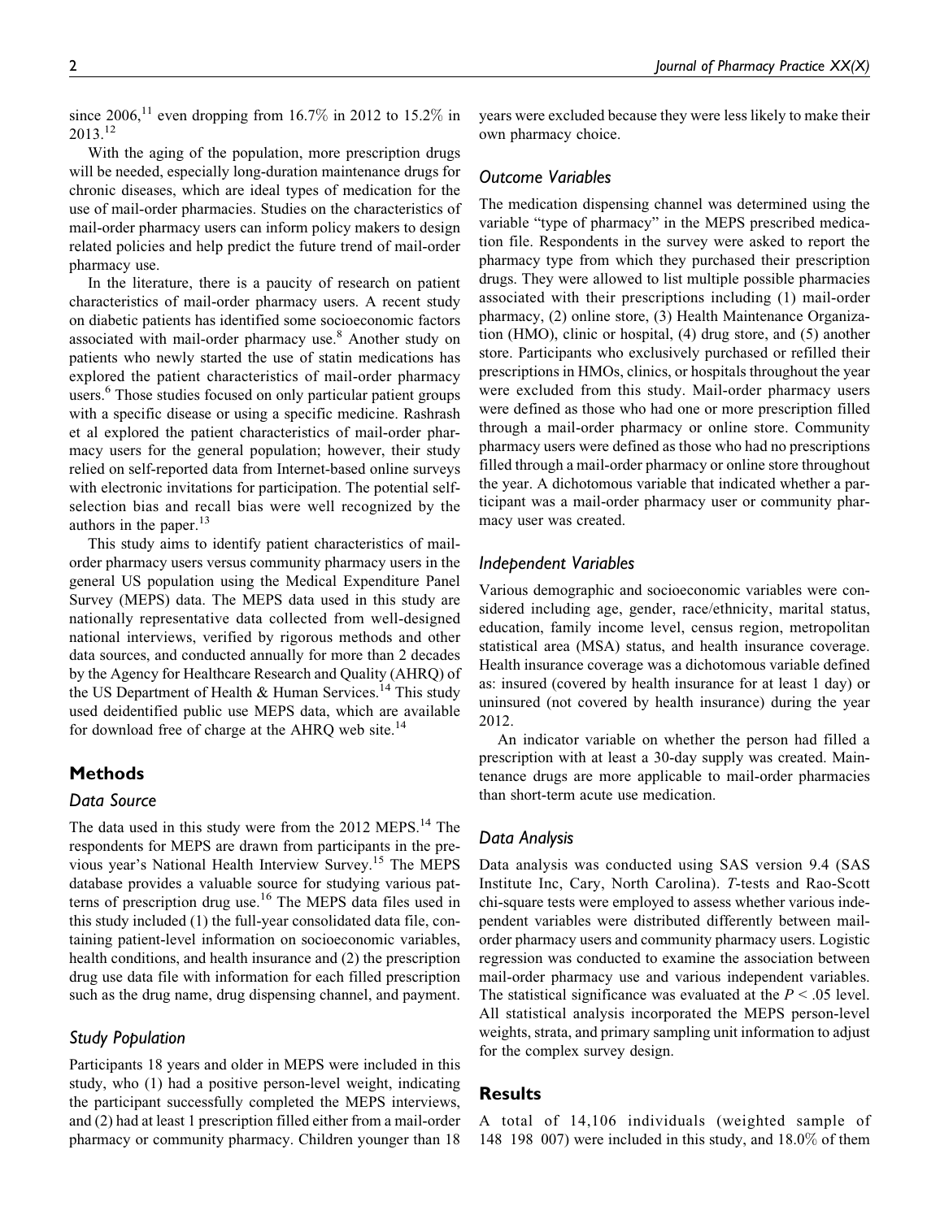since 2006,[11] even dropping from 16.7% in 2012 to 15.2% in 2013.[12]

With the aging of the population, more prescription drugs will be needed, especially long-duration maintenance drugs for chronic diseases, which are ideal types of medication for the use of mail-order pharmacies. Studies on the characteristics of mail-order pharmacy users can inform policy makers to design related policies and help predict the future trend of mail-order pharmacy use.

In the literature, there is a paucity of research on patient characteristics of mail-order pharmacy users. A recent study on diabetic patients has identified some socioeconomic factors associated with mail-order pharmacy use.[8] Another study on patients who newly started the use of statin medications has explored the patient characteristics of mail-order pharmacy users.[6] Those studies focused on only particular patient groups with a specific disease or using a specific medicine. Rashrash et al explored the patient characteristics of mail-order pharmacy users for the general population; however, their study relied on self-reported data from Internet-based online surveys with electronic invitations for participation. The potential self-selection bias and recall bias were well recognized by the authors in the paper.[13]

This study aims to identify patient characteristics of mail-order pharmacy users versus community pharmacy users in the general US population using the Medical Expenditure Panel Survey (MEPS) data. The MEPS data used in this study are nationally representative data collected from well-designed national interviews, verified by rigorous methods and other data sources, and conducted annually for more than 2 decades by the Agency for Healthcare Research and Quality (AHRQ) of the US Department of Health & Human Services.[14] This study used deidentified public use MEPS data, which are available for download free of charge at the AHRQ web site.[14]

## Methods

### Data Source

The data used in this study were from the 2012 MEPS.[14] The respondents for MEPS are drawn from participants in the previous year's National Health Interview Survey.[15] The MEPS database provides a valuable source for studying various patterns of prescription drug use.[16] The MEPS data files used in this study included (1) the full-year consolidated data file, containing patient-level information on socioeconomic variables, health conditions, and health insurance and (2) the prescription drug use data file with information for each filled prescription such as the drug name, drug dispensing channel, and payment.

### Study Population

Participants 18 years and older in MEPS were included in this study, who (1) had a positive person-level weight, indicating the participant successfully completed the MEPS interviews, and (2) had at least 1 prescription filled either from a mail-order pharmacy or community pharmacy. Children younger than 18 years were excluded because they were less likely to make their own pharmacy choice.

### Outcome Variables

The medication dispensing channel was determined using the variable "type of pharmacy" in the MEPS prescribed medication file. Respondents in the survey were asked to report the pharmacy type from which they purchased their prescription drugs. They were allowed to list multiple possible pharmacies associated with their prescriptions including (1) mail-order pharmacy, (2) online store, (3) Health Maintenance Organization (HMO), clinic or hospital, (4) drug store, and (5) another store. Participants who exclusively purchased or refilled their prescriptions in HMOs, clinics, or hospitals throughout the year were excluded from this study. Mail-order pharmacy users were defined as those who had one or more prescription filled through a mail-order pharmacy or online store. Community pharmacy users were defined as those who had no prescriptions filled through a mail-order pharmacy or online store throughout the year. A dichotomous variable that indicated whether a participant was a mail-order pharmacy user or community pharmacy user was created.

### Independent Variables

Various demographic and socioeconomic variables were considered including age, gender, race/ethnicity, marital status, education, family income level, census region, metropolitan statistical area (MSA) status, and health insurance coverage. Health insurance coverage was a dichotomous variable defined as: insured (covered by health insurance for at least 1 day) or uninsured (not covered by health insurance) during the year 2012.

An indicator variable on whether the person had filled a prescription with at least a 30-day supply was created. Maintenance drugs are more applicable to mail-order pharmacies than short-term acute use medication.

### Data Analysis

Data analysis was conducted using SAS version 9.4 (SAS Institute Inc, Cary, North Carolina). *T*-tests and Rao-Scott chi-square tests were employed to assess whether various independent variables were distributed differently between mail-order pharmacy users and community pharmacy users. Logistic regression was conducted to examine the association between mail-order pharmacy use and various independent variables. The statistical significance was evaluated at the $P < .05$ level. All statistical analysis incorporated the MEPS person-level weights, strata, and primary sampling unit information to adjust for the complex survey design.

## Results

A total of 14,106 individuals (weighted sample of 148 198 007) were included in this study, and 18.0% of them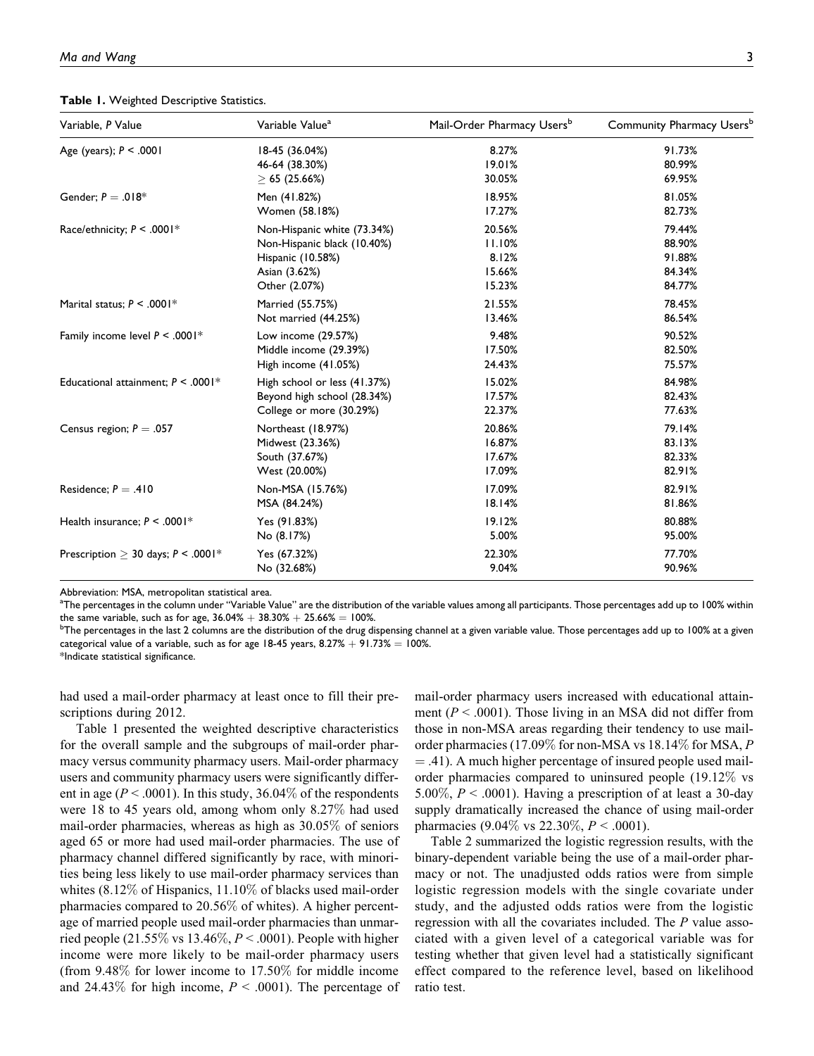**Table 1.** Weighted Descriptive Statistics.

| Variable, *P* Value | Variable Value[a] | Mail-Order Pharmacy Users[b] | Community Pharmacy Users[b] |
|---|---|---|---|
| Age (years); *P* < .0001 | 18-45 (36.04%) | 8.27% | 91.73% |
| | 46-64 (38.30%) | 19.01% | 80.99% |
| | ≥ 65 (25.66%) | 30.05% | 69.95% |
| Gender; *P* = .018* | Men (41.82%) | 18.95% | 81.05% |
| | Women (58.18%) | 17.27% | 82.73% |
| Race/ethnicity; *P* < .0001* | Non-Hispanic white (73.34%) | 20.56% | 79.44% |
| | Non-Hispanic black (10.40%) | 11.10% | 88.90% |
| | Hispanic (10.58%) | 8.12% | 91.88% |
| | Asian (3.62%) | 15.66% | 84.34% |
| | Other (2.07%) | 15.23% | 84.77% |
| Marital status; *P* < .0001* | Married (55.75%) | 21.55% | 78.45% |
| | Not married (44.25%) | 13.46% | 86.54% |
| Family income level *P* < .0001* | Low income (29.57%) | 9.48% | 90.52% |
| | Middle income (29.39%) | 17.50% | 82.50% |
| | High income (41.05%) | 24.43% | 75.57% |
| Educational attainment; *P* < .0001* | High school or less (41.37%) | 15.02% | 84.98% |
| | Beyond high school (28.34%) | 17.57% | 82.43% |
| | College or more (30.29%) | 22.37% | 77.63% |
| Census region; *P* = .057 | Northeast (18.97%) | 20.86% | 79.14% |
| | Midwest (23.36%) | 16.87% | 83.13% |
| | South (37.67%) | 17.67% | 82.33% |
| | West (20.00%) | 17.09% | 82.91% |
| Residence; *P* = .410 | Non-MSA (15.76%) | 17.09% | 82.91% |
| | MSA (84.24%) | 18.14% | 81.86% |
| Health insurance; *P* < .0001* | Yes (91.83%) | 19.12% | 80.88% |
| | No (8.17%) | 5.00% | 95.00% |
| Prescription ≥ 30 days; *P* < .0001* | Yes (67.32%) | 22.30% | 77.70% |
| | No (32.68%) | 9.04% | 90.96% |

Abbreviation: MSA, metropolitan statistical area.
[a]The percentages in the column under "Variable Value" are the distribution of the variable values among all participants. Those percentages add up to 100% within the same variable, such as for age, 36.04% + 38.30% + 25.66% = 100%.
[b]The percentages in the last 2 columns are the distribution of the drug dispensing channel at a given variable value. Those percentages add up to 100% at a given categorical value of a variable, such as for age 18-45 years, 8.27% + 91.73% = 100%.
*Indicate statistical significance.

had used a mail-order pharmacy at least once to fill their prescriptions during 2012.

Table 1 presented the weighted descriptive characteristics for the overall sample and the subgroups of mail-order pharmacy versus community pharmacy users. Mail-order pharmacy users and community pharmacy users were significantly different in age ($P < .0001$). In this study, 36.04% of the respondents were 18 to 45 years old, among whom only 8.27% had used mail-order pharmacies, whereas as high as 30.05% of seniors aged 65 or more had used mail-order pharmacies. The use of pharmacy channel differed significantly by race, with minorities being less likely to use mail-order pharmacy services than whites (8.12% of Hispanics, 11.10% of blacks used mail-order pharmacies compared to 20.56% of whites). A higher percentage of married people used mail-order pharmacies than unmarried people (21.55% vs 13.46%, $P < .0001$). People with higher income were more likely to be mail-order pharmacy users (from 9.48% for lower income to 17.50% for middle income and 24.43% for high income, $P < .0001$). The percentage of mail-order pharmacy users increased with educational attainment ($P < .0001$). Those living in an MSA did not differ from those in non-MSA areas regarding their tendency to use mail-order pharmacies (17.09% for non-MSA vs 18.14% for MSA, $P = .41$). A much higher percentage of insured people used mail-order pharmacies compared to uninsured people (19.12% vs 5.00%, $P < .0001$). Having a prescription of at least a 30-day supply dramatically increased the chance of using mail-order pharmacies (9.04% vs 22.30%, $P < .0001$).

Table 2 summarized the logistic regression results, with the binary-dependent variable being the use of a mail-order pharmacy or not. The unadjusted odds ratios were from simple logistic regression models with the single covariate under study, and the adjusted odds ratios were from the logistic regression with all the covariates included. The *P* value associated with a given level of a categorical variable was for testing whether that given level had a statistically significant effect compared to the reference level, based on likelihood ratio test.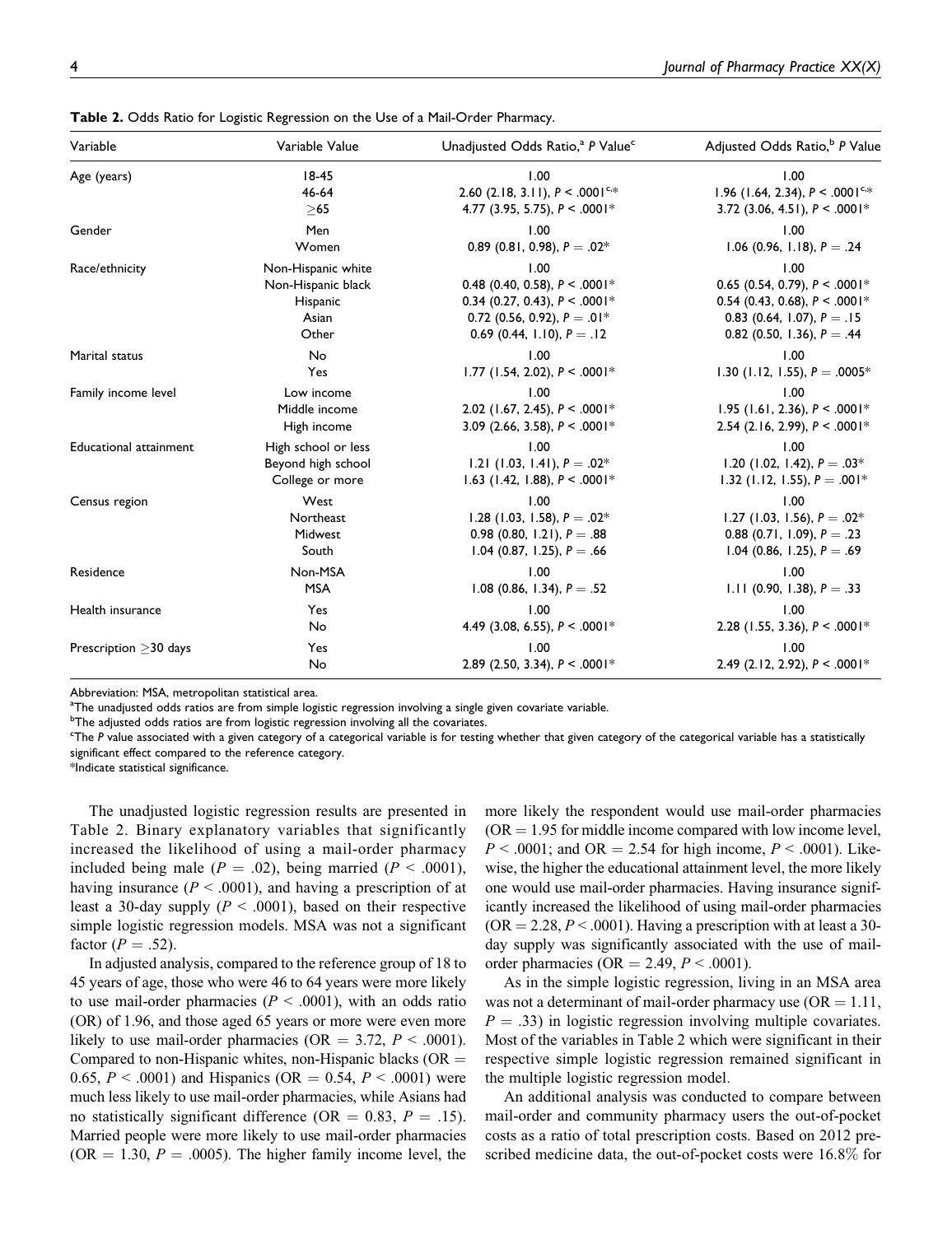**Table 2.** Odds Ratio for Logistic Regression on the Use of a Mail-Order Pharmacy.

| Variable | Variable Value | Unadjusted Odds Ratio,[a] P Value[c] | Adjusted Odds Ratio,[b] P Value |
|---|---|---|---|
| Age (years) | 18-45 | 1.00 | 1.00 |
| | 46-64 | 2.60 (2.18, 3.11), $P < .0001$[c,*] | 1.96 (1.64, 2.34), $P < .0001$[c,*] |
| | ≥65 | 4.77 (3.95, 5.75), $P < .0001$* | 3.72 (3.06, 4.51), $P < .0001$* |
| Gender | Men | 1.00 | 1.00 |
| | Women | 0.89 (0.81, 0.98), $P = .02$* | 1.06 (0.96, 1.18), $P = .24$ |
| Race/ethnicity | Non-Hispanic white | 1.00 | 1.00 |
| | Non-Hispanic black | 0.48 (0.40, 0.58), $P < .0001$* | 0.65 (0.54, 0.79), $P < .0001$* |
| | Hispanic | 0.34 (0.27, 0.43), $P < .0001$* | 0.54 (0.43, 0.68), $P < .0001$* |
| | Asian | 0.72 (0.56, 0.92), $P = .01$* | 0.83 (0.64, 1.07), $P = .15$ |
| | Other | 0.69 (0.44, 1.10), $P = .12$ | 0.82 (0.50, 1.36), $P = .44$ |
| Marital status | No | 1.00 | 1.00 |
| | Yes | 1.77 (1.54, 2.02), $P < .0001$* | 1.30 (1.12, 1.55), $P = .0005$* |
| Family income level | Low income | 1.00 | 1.00 |
| | Middle income | 2.02 (1.67, 2.45), $P < .0001$* | 1.95 (1.61, 2.36), $P < .0001$* |
| | High income | 3.09 (2.66, 3.58), $P < .0001$* | 2.54 (2.16, 2.99), $P < .0001$* |
| Educational attainment | High school or less | 1.00 | 1.00 |
| | Beyond high school | 1.21 (1.03, 1.41), $P = .02$* | 1.20 (1.02, 1.42), $P = .03$* |
| | College or more | 1.63 (1.42, 1.88), $P < .0001$* | 1.32 (1.12, 1.55), $P = .001$* |
| Census region | West | 1.00 | 1.00 |
| | Northeast | 1.28 (1.03, 1.58), $P = .02$* | 1.27 (1.03, 1.56), $P = .02$* |
| | Midwest | 0.98 (0.80, 1.21), $P = .88$ | 0.88 (0.71, 1.09), $P = .23$ |
| | South | 1.04 (0.87, 1.25), $P = .66$ | 1.04 (0.86, 1.25), $P = .69$ |
| Residence | Non-MSA | 1.00 | 1.00 |
| | MSA | 1.08 (0.86, 1.34), $P = .52$ | 1.11 (0.90, 1.38), $P = .33$ |
| Health insurance | Yes | 1.00 | 1.00 |
| | No | 4.49 (3.08, 6.55), $P < .0001$* | 2.28 (1.55, 3.36), $P < .0001$* |
| Prescription ≥30 days | Yes | 1.00 | 1.00 |
| | No | 2.89 (2.50, 3.34), $P < .0001$* | 2.49 (2.12, 2.92), $P < .0001$* |

Abbreviation: MSA, metropolitan statistical area.
[a]The unadjusted odds ratios are from simple logistic regression involving a single given covariate variable.
[b]The adjusted odds ratios are from logistic regression involving all the covariates.
[c]The *P* value associated with a given category of a categorical variable is for testing whether that given category of the categorical variable has a statistically significant effect compared to the reference category.
*Indicate statistical significance.

The unadjusted logistic regression results are presented in Table 2. Binary explanatory variables that significantly increased the likelihood of using a mail-order pharmacy included being male ($P = .02$), being married ($P < .0001$), having insurance ($P < .0001$), and having a prescription of at least a 30-day supply ($P < .0001$), based on their respective simple logistic regression models. MSA was not a significant factor ($P = .52$).

In adjusted analysis, compared to the reference group of 18 to 45 years of age, those who were 46 to 64 years were more likely to use mail-order pharmacies ($P < .0001$), with an odds ratio (OR) of 1.96, and those aged 65 years or more were even more likely to use mail-order pharmacies (OR = 3.72, $P < .0001$). Compared to non-Hispanic whites, non-Hispanic blacks (OR = 0.65, $P < .0001$) and Hispanics (OR = 0.54, $P < .0001$) were much less likely to use mail-order pharmacies, while Asians had no statistically significant difference (OR = 0.83, $P = .15$). Married people were more likely to use mail-order pharmacies (OR = 1.30, $P = .0005$). The higher family income level, the more likely the respondent would use mail-order pharmacies (OR = 1.95 for middle income compared with low income level, $P < .0001$; and OR = 2.54 for high income, $P < .0001$). Likewise, the higher the educational attainment level, the more likely one would use mail-order pharmacies. Having insurance significantly increased the likelihood of using mail-order pharmacies (OR = 2.28, $P < .0001$). Having a prescription with at least a 30-day supply was significantly associated with the use of mail-order pharmacies (OR = 2.49, $P < .0001$).

As in the simple logistic regression, living in an MSA area was not a determinant of mail-order pharmacy use (OR = 1.11, $P = .33$) in logistic regression involving multiple covariates. Most of the variables in Table 2 which were significant in their respective simple logistic regression remained significant in the multiple logistic regression model.

An additional analysis was conducted to compare between mail-order and community pharmacy users the out-of-pocket costs as a ratio of total prescription costs. Based on 2012 prescribed medicine data, the out-of-pocket costs were 16.8% for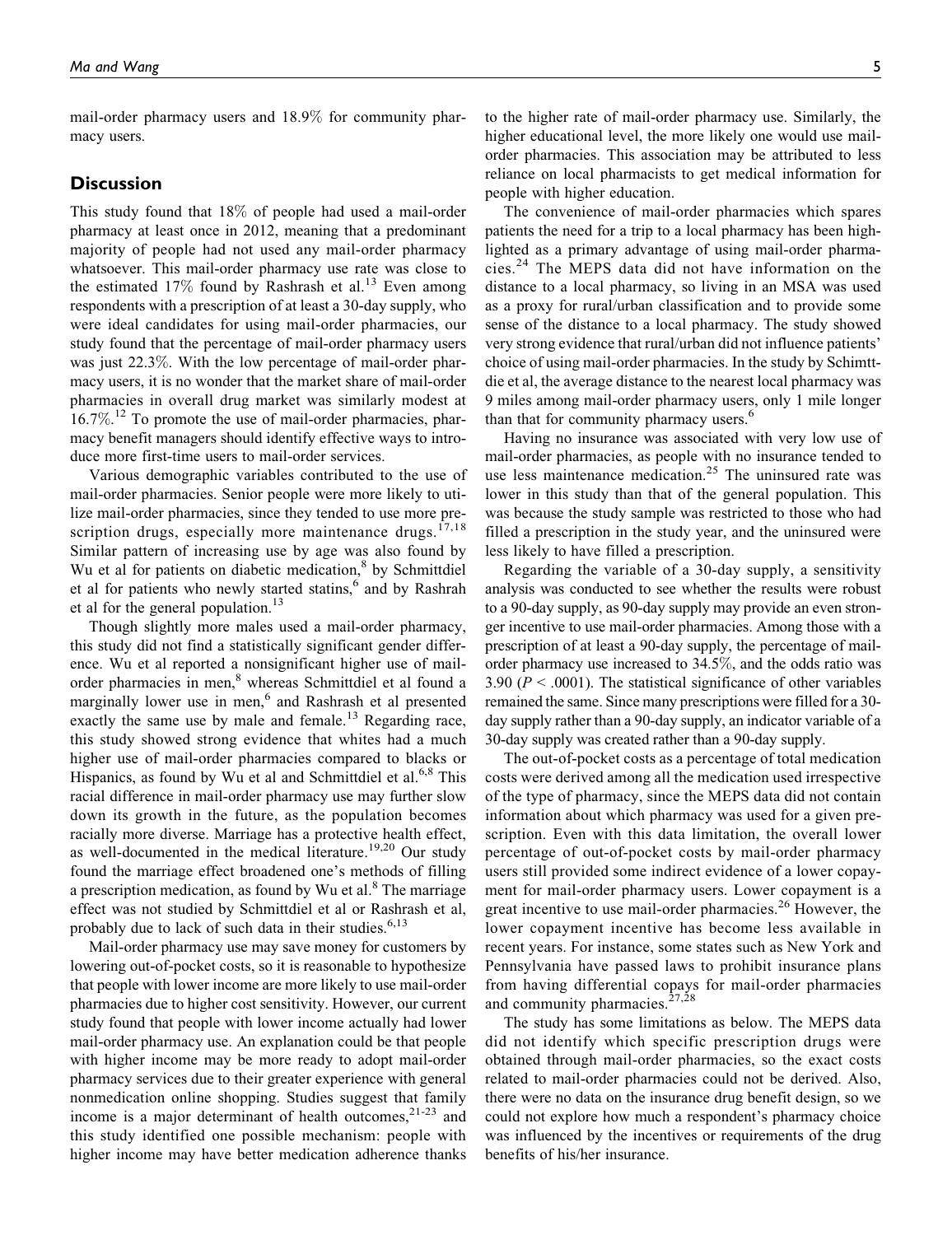mail-order pharmacy users and 18.9% for community pharmacy users.

## Discussion

This study found that 18% of people had used a mail-order pharmacy at least once in 2012, meaning that a predominant majority of people had not used any mail-order pharmacy whatsoever. This mail-order pharmacy use rate was close to the estimated 17% found by Rashrash et al.[13] Even among respondents with a prescription of at least a 30-day supply, who were ideal candidates for using mail-order pharmacies, our study found that the percentage of mail-order pharmacy users was just 22.3%. With the low percentage of mail-order pharmacy users, it is no wonder that the market share of mail-order pharmacies in overall drug market was similarly modest at 16.7%.[12] To promote the use of mail-order pharmacies, pharmacy benefit managers should identify effective ways to introduce more first-time users to mail-order services.

Various demographic variables contributed to the use of mail-order pharmacies. Senior people were more likely to utilize mail-order pharmacies, since they tended to use more prescription drugs, especially more maintenance drugs.[17,18] Similar pattern of increasing use by age was also found by Wu et al for patients on diabetic medication,[8] by Schmittdiel et al for patients who newly started statins,[6] and by Rashrah et al for the general population.[13]

Though slightly more males used a mail-order pharmacy, this study did not find a statistically significant gender difference. Wu et al reported a nonsignificant higher use of mail-order pharmacies in men,[8] whereas Schmittdiel et al found a marginally lower use in men,[6] and Rashrash et al presented exactly the same use by male and female.[13] Regarding race, this study showed strong evidence that whites had a much higher use of mail-order pharmacies compared to blacks or Hispanics, as found by Wu et al and Schmittdiel et al.[6,8] This racial difference in mail-order pharmacy use may further slow down its growth in the future, as the population becomes racially more diverse. Marriage has a protective health effect, as well-documented in the medical literature.[19,20] Our study found the marriage effect broadened one's methods of filling a prescription medication, as found by Wu et al.[8] The marriage effect was not studied by Schmittdiel et al or Rashrash et al, probably due to lack of such data in their studies.[6,13]

Mail-order pharmacy use may save money for customers by lowering out-of-pocket costs, so it is reasonable to hypothesize that people with lower income are more likely to use mail-order pharmacies due to higher cost sensitivity. However, our current study found that people with lower income actually had lower mail-order pharmacy use. An explanation could be that people with higher income may be more ready to adopt mail-order pharmacy services due to their greater experience with general nonmedication online shopping. Studies suggest that family income is a major determinant of health outcomes,[21-23] and this study identified one possible mechanism: people with higher income may have better medication adherence thanks to the higher rate of mail-order pharmacy use. Similarly, the higher educational level, the more likely one would use mail-order pharmacies. This association may be attributed to less reliance on local pharmacists to get medical information for people with higher education.

The convenience of mail-order pharmacies which spares patients the need for a trip to a local pharmacy has been highlighted as a primary advantage of using mail-order pharmacies.[24] The MEPS data did not have information on the distance to a local pharmacy, so living in an MSA was used as a proxy for rural/urban classification and to provide some sense of the distance to a local pharmacy. The study showed very strong evidence that rural/urban did not influence patients' choice of using mail-order pharmacies. In the study by Schimttdie et al, the average distance to the nearest local pharmacy was 9 miles among mail-order pharmacy users, only 1 mile longer than that for community pharmacy users.[6]

Having no insurance was associated with very low use of mail-order pharmacies, as people with no insurance tended to use less maintenance medication.[25] The uninsured rate was lower in this study than that of the general population. This was because the study sample was restricted to those who had filled a prescription in the study year, and the uninsured were less likely to have filled a prescription.

Regarding the variable of a 30-day supply, a sensitivity analysis was conducted to see whether the results were robust to a 90-day supply, as 90-day supply may provide an even stronger incentive to use mail-order pharmacies. Among those with a prescription of at least a 90-day supply, the percentage of mail-order pharmacy use increased to 34.5%, and the odds ratio was 3.90 ($P < .0001$). The statistical significance of other variables remained the same. Since many prescriptions were filled for a 30-day supply rather than a 90-day supply, an indicator variable of a 30-day supply was created rather than a 90-day supply.

The out-of-pocket costs as a percentage of total medication costs were derived among all the medication used irrespective of the type of pharmacy, since the MEPS data did not contain information about which pharmacy was used for a given prescription. Even with this data limitation, the overall lower percentage of out-of-pocket costs by mail-order pharmacy users still provided some indirect evidence of a lower copayment for mail-order pharmacy users. Lower copayment is a great incentive to use mail-order pharmacies.[26] However, the lower copayment incentive has become less available in recent years. For instance, some states such as New York and Pennsylvania have passed laws to prohibit insurance plans from having differential copays for mail-order pharmacies and community pharmacies.[27,28]

The study has some limitations as below. The MEPS data did not identify which specific prescription drugs were obtained through mail-order pharmacies, so the exact costs related to mail-order pharmacies could not be derived. Also, there were no data on the insurance drug benefit design, so we could not explore how much a respondent's pharmacy choice was influenced by the incentives or requirements of the drug benefits of his/her insurance.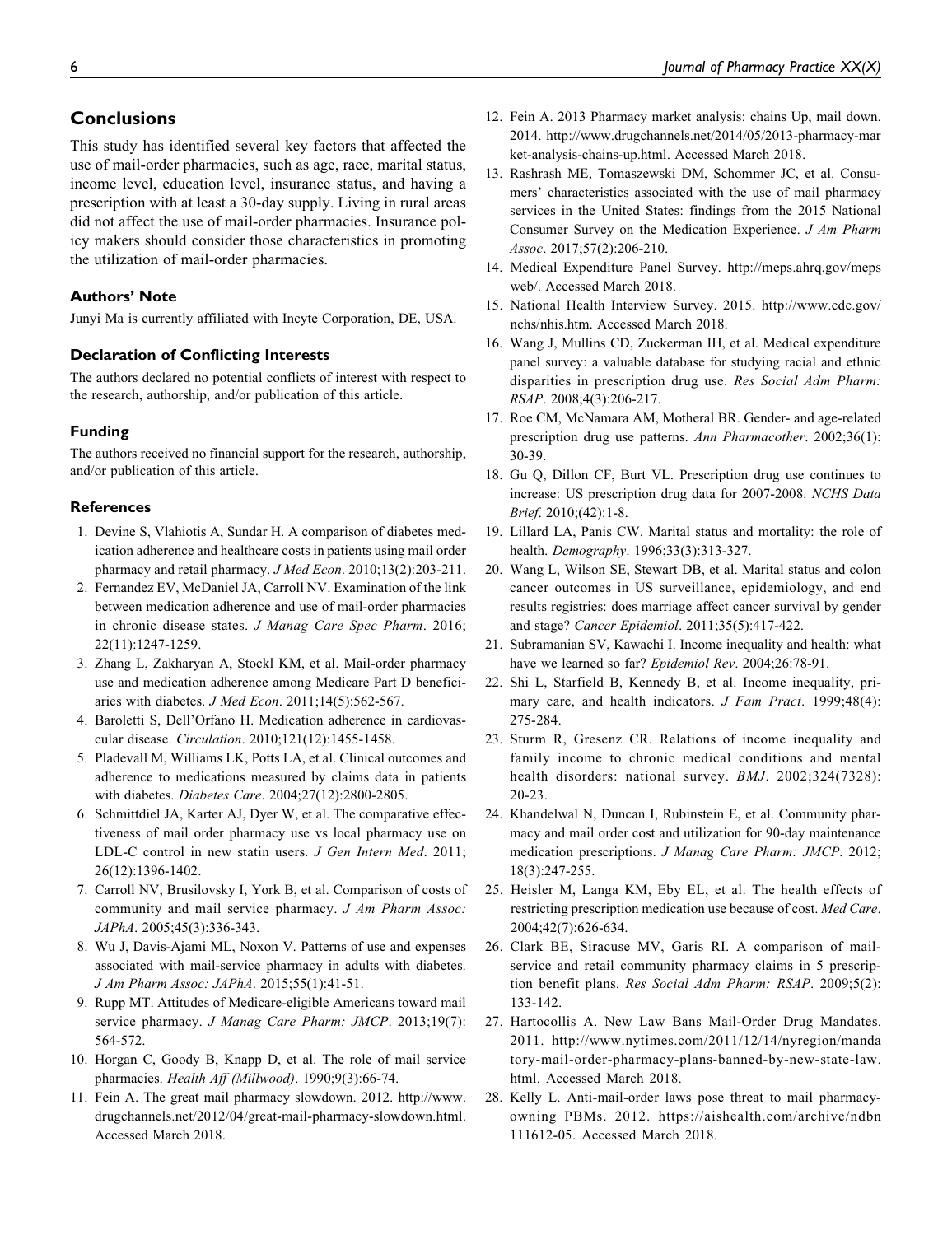## Conclusions

This study has identified several key factors that affected the use of mail-order pharmacies, such as age, race, marital status, income level, education level, insurance status, and having a prescription with at least a 30-day supply. Living in rural areas did not affect the use of mail-order pharmacies. Insurance policy makers should consider those characteristics in promoting the utilization of mail-order pharmacies.

### Authors' Note

Junyi Ma is currently affiliated with Incyte Corporation, DE, USA.

### Declaration of Conflicting Interests

The authors declared no potential conflicts of interest with respect to the research, authorship, and/or publication of this article.

### Funding

The authors received no financial support for the research, authorship, and/or publication of this article.

### References

1. Devine S, Vlahiotis A, Sundar H. A comparison of diabetes medication adherence and healthcare costs in patients using mail order pharmacy and retail pharmacy. *J Med Econ*. 2010;13(2):203-211.
2. Fernandez EV, McDaniel JA, Carroll NV. Examination of the link between medication adherence and use of mail-order pharmacies in chronic disease states. *J Manag Care Spec Pharm*. 2016; 22(11):1247-1259.
3. Zhang L, Zakharyan A, Stockl KM, et al. Mail-order pharmacy use and medication adherence among Medicare Part D beneficiaries with diabetes. *J Med Econ*. 2011;14(5):562-567.
4. Baroletti S, Dell'Orfano H. Medication adherence in cardiovascular disease. *Circulation*. 2010;121(12):1455-1458.
5. Pladevall M, Williams LK, Potts LA, et al. Clinical outcomes and adherence to medications measured by claims data in patients with diabetes. *Diabetes Care*. 2004;27(12):2800-2805.
6. Schmittdiel JA, Karter AJ, Dyer W, et al. The comparative effectiveness of mail order pharmacy use vs local pharmacy use on LDL-C control in new statin users. *J Gen Intern Med*. 2011; 26(12):1396-1402.
7. Carroll NV, Brusilovsky I, York B, et al. Comparison of costs of community and mail service pharmacy. *J Am Pharm Assoc: JAPhA*. 2005;45(3):336-343.
8. Wu J, Davis-Ajami ML, Noxon V. Patterns of use and expenses associated with mail-service pharmacy in adults with diabetes. *J Am Pharm Assoc: JAPhA*. 2015;55(1):41-51.
9. Rupp MT. Attitudes of Medicare-eligible Americans toward mail service pharmacy. *J Manag Care Pharm: JMCP*. 2013;19(7): 564-572.
10. Horgan C, Goody B, Knapp D, et al. The role of mail service pharmacies. *Health Aff (Millwood)*. 1990;9(3):66-74.
11. Fein A. The great mail pharmacy slowdown. 2012. http://www.drugchannels.net/2012/04/great-mail-pharmacy-slowdown.html. Accessed March 2018.
12. Fein A. 2013 Pharmacy market analysis: chains Up, mail down. 2014. http://www.drugchannels.net/2014/05/2013-pharmacy-market-analysis-chains-up.html. Accessed March 2018.
13. Rashrash ME, Tomaszewski DM, Schommer JC, et al. Consumers' characteristics associated with the use of mail pharmacy services in the United States: findings from the 2015 National Consumer Survey on the Medication Experience. *J Am Pharm Assoc*. 2017;57(2):206-210.
14. Medical Expenditure Panel Survey. http://meps.ahrq.gov/mepsweb/. Accessed March 2018.
15. National Health Interview Survey. 2015. http://www.cdc.gov/nchs/nhis.htm. Accessed March 2018.
16. Wang J, Mullins CD, Zuckerman IH, et al. Medical expenditure panel survey: a valuable database for studying racial and ethnic disparities in prescription drug use. *Res Social Adm Pharm: RSAP*. 2008;4(3):206-217.
17. Roe CM, McNamara AM, Motheral BR. Gender- and age-related prescription drug use patterns. *Ann Pharmacother*. 2002;36(1): 30-39.
18. Gu Q, Dillon CF, Burt VL. Prescription drug use continues to increase: US prescription drug data for 2007-2008. *NCHS Data Brief*. 2010;(42):1-8.
19. Lillard LA, Panis CW. Marital status and mortality: the role of health. *Demography*. 1996;33(3):313-327.
20. Wang L, Wilson SE, Stewart DB, et al. Marital status and colon cancer outcomes in US surveillance, epidemiology, and end results registries: does marriage affect cancer survival by gender and stage? *Cancer Epidemiol*. 2011;35(5):417-422.
21. Subramanian SV, Kawachi I. Income inequality and health: what have we learned so far? *Epidemiol Rev*. 2004;26:78-91.
22. Shi L, Starfield B, Kennedy B, et al. Income inequality, primary care, and health indicators. *J Fam Pract*. 1999;48(4): 275-284.
23. Sturm R, Gresenz CR. Relations of income inequality and family income to chronic medical conditions and mental health disorders: national survey. *BMJ*. 2002;324(7328): 20-23.
24. Khandelwal N, Duncan I, Rubinstein E, et al. Community pharmacy and mail order cost and utilization for 90-day maintenance medication prescriptions. *J Manag Care Pharm: JMCP*. 2012; 18(3):247-255.
25. Heisler M, Langa KM, Eby EL, et al. The health effects of restricting prescription medication use because of cost. *Med Care*. 2004;42(7):626-634.
26. Clark BE, Siracuse MV, Garis RI. A comparison of mail-service and retail community pharmacy claims in 5 prescription benefit plans. *Res Social Adm Pharm: RSAP*. 2009;5(2): 133-142.
27. Hartocollis A. New Law Bans Mail-Order Drug Mandates. 2011. http://www.nytimes.com/2011/12/14/nyregion/mandatory-mail-order-pharmacy-plans-banned-by-new-state-law.html. Accessed March 2018.
28. Kelly L. Anti-mail-order laws pose threat to mail pharmacy-owning PBMs. 2012. https://aishealth.com/archive/ndbn111612-05. Accessed March 2018.